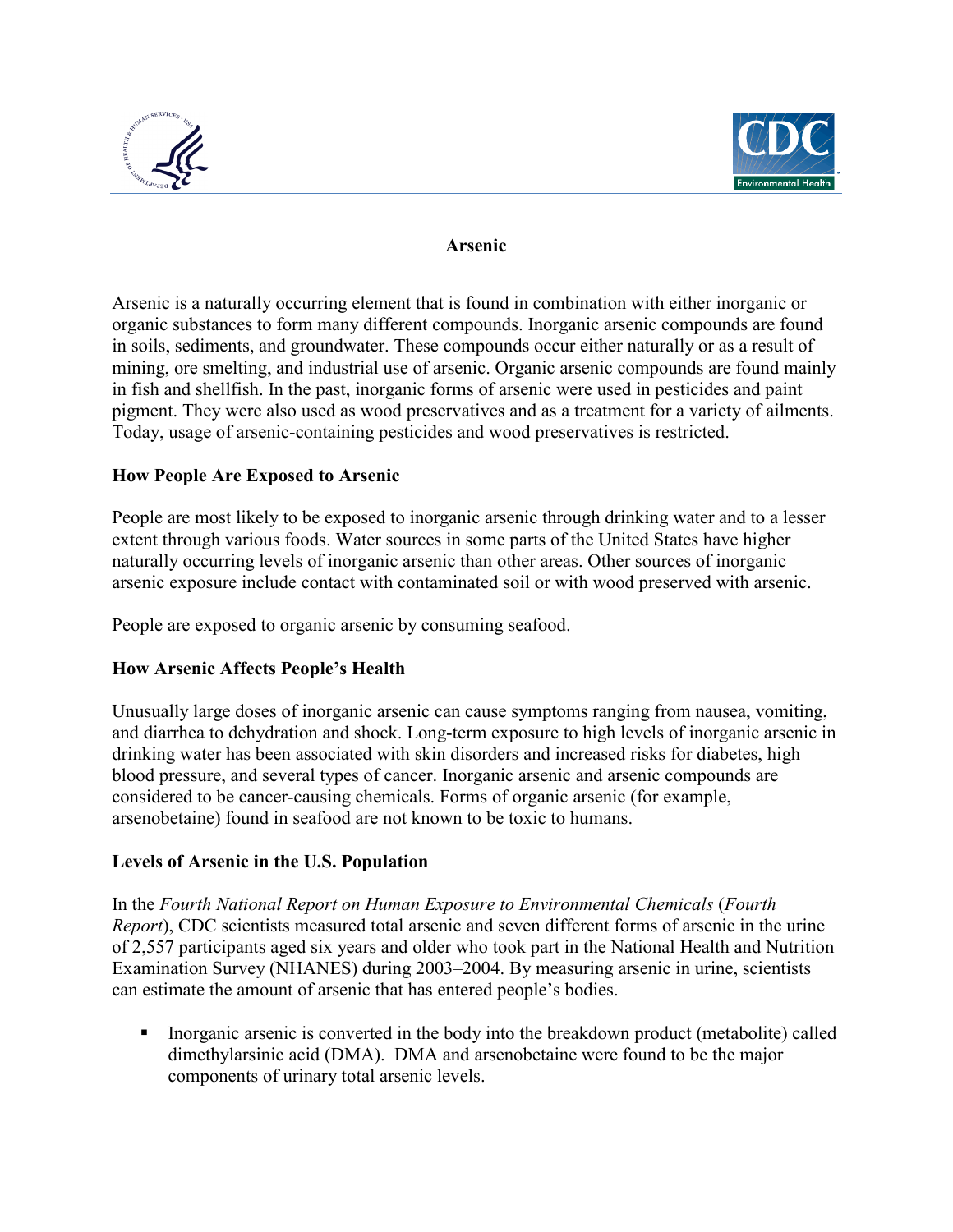# Arsenic

Arsenic is a naturally occurring element that is found in combination with either inorganic or organic substances to form many different compounds. Inorganic arsenic compounds are found in soils, sediments, and groundwater. These compounds occur either naturally or as a result of mining, ore smelting, and industrial use of arsenic. Organic arsenic compounds are found mainly in fish and shellfish. In the past, inorganic forms of arsenic were used in pesticides and paint pigment. They were also used as wood preservatives and as a treatment for a variety of ailments. Today, usage of arsenic-containing pesticides and wood preservatives is restricted.

## How People Are Exposed to Arsenic

People are most likely to be exposed to inorganic arsenic through drinking water and to a lesser extent through various foods. Water sources in some parts of the United States have higher naturally occurring levels of inorganic arsenic than other areas. Other sources of inorganic arsenic exposure include contact with contaminated soil or with wood preserved with arsenic.

People are exposed to organic arsenic by consuming seafood.

## How Arsenic Affects People's Health

Unusually large doses of inorganic arsenic can cause symptoms ranging from nausea, vomiting, and diarrhea to dehydration and shock. Long-term exposure to high levels of inorganic arsenic in drinking water has been associated with skin disorders and increased risks for diabetes, high blood pressure, and several types of cancer. Inorganic arsenic and arsenic compounds are considered to be cancer-causing chemicals. Forms of organic arsenic (for example, arsenobetaine) found in seafood are not known to be toxic to humans.

## Levels of Arsenic in the U.S. Population

In the *Fourth National Report on Human Exposure to Environmental Chemicals* (*Fourth Report*), CDC scientists measured total arsenic and seven different forms of arsenic in the urine of 2,557 participants aged six years and older who took part in the National Health and Nutrition Examination Survey (NHANES) during 2003–2004. By measuring arsenic in urine, scientists can estimate the amount of arsenic that has entered people's bodies.

- Inorganic arsenic is converted in the body into the breakdown product (metabolite) called dimethylarsinic acid (DMA). DMA and arsenobetaine were found to be the major components of urinary total arsenic levels.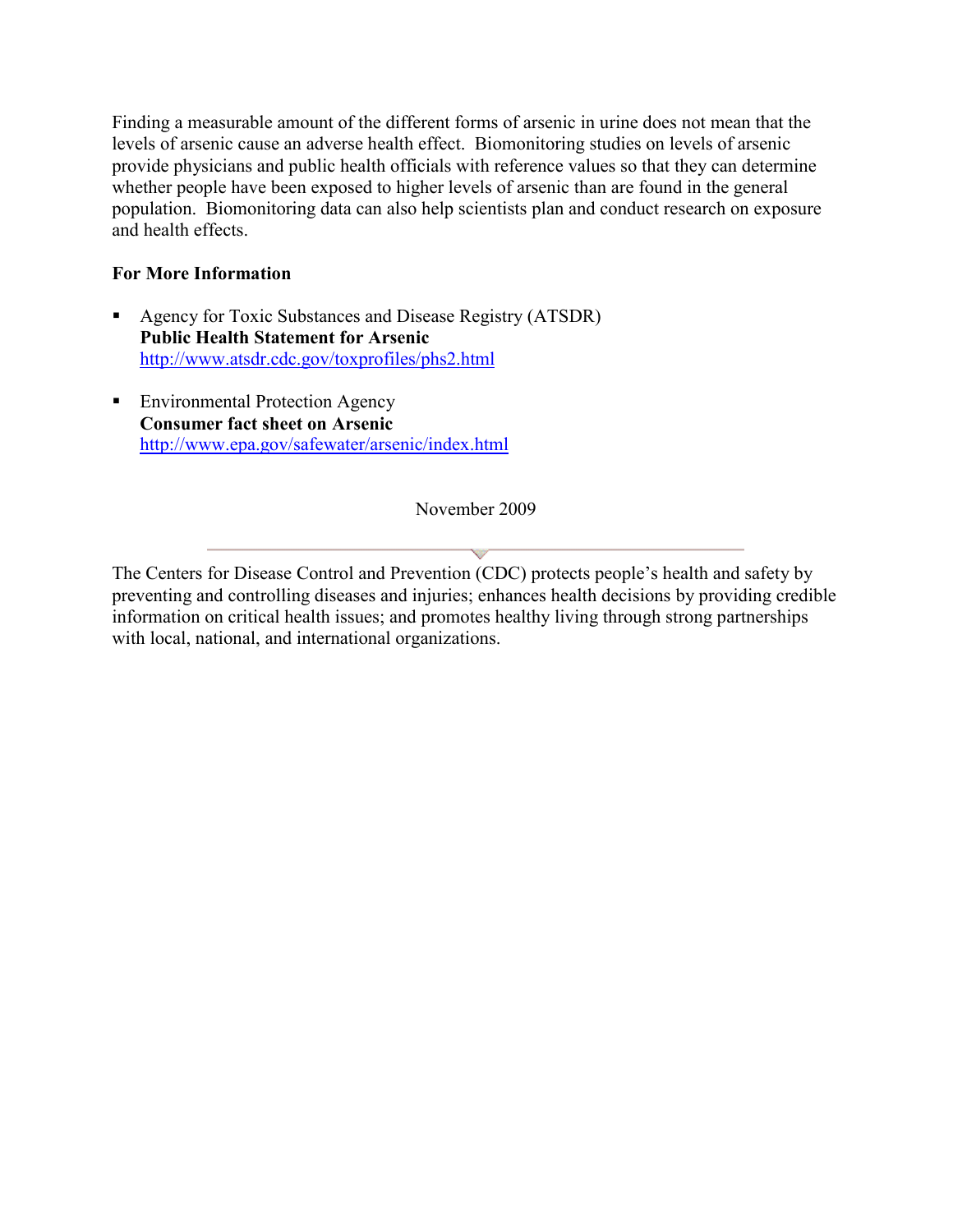Finding a measurable amount of the different forms of arsenic in urine does not mean that the levels of arsenic cause an adverse health effect. Biomonitoring studies on levels of arsenic provide physicians and public health officials with reference values so that they can determine whether people have been exposed to higher levels of arsenic than are found in the general population. Biomonitoring data can also help scientists plan and conduct research on exposure and health effects.

**For More Information**

- Agency for Toxic Substances and Disease Registry (ATSDR)
  **Public Health Statement for Arsenic**
  http://www.atsdr.cdc.gov/toxprofiles/phs2.html

- Environmental Protection Agency
  **Consumer fact sheet on Arsenic**
  http://www.epa.gov/safewater/arsenic/index.html

November 2009

---

The Centers for Disease Control and Prevention (CDC) protects people's health and safety by preventing and controlling diseases and injuries; enhances health decisions by providing credible information on critical health issues; and promotes healthy living through strong partnerships with local, national, and international organizations.